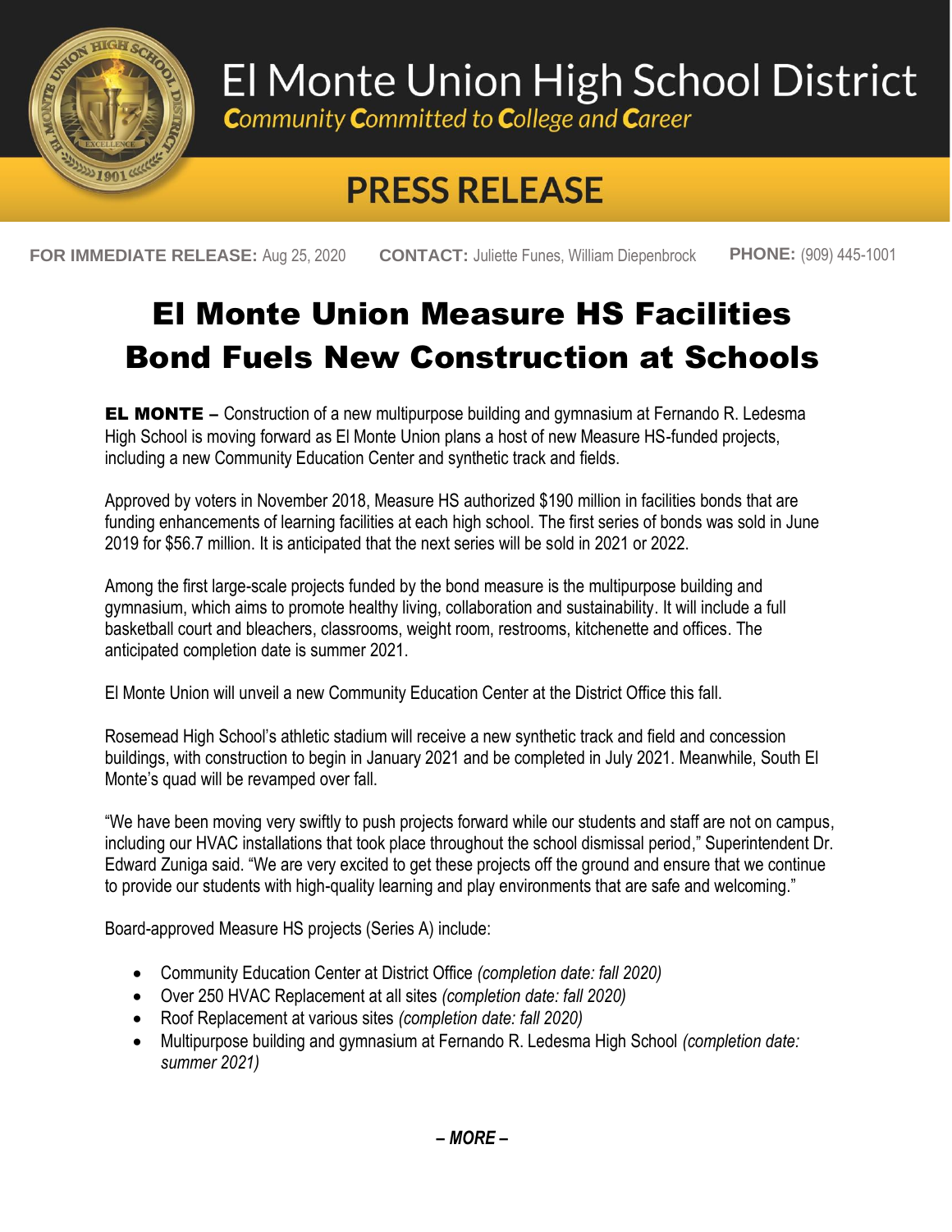# El Monte Union High School District

*Community Committed to College and Career*

## PRESS RELEASE

**FOR IMMEDIATE RELEASE:** Aug 25, 2020 **CONTACT:** Juliette Funes, William Diepenbrock **PHONE:** (909) 445-1001

# El Monte Union Measure HS Facilities Bond Fuels New Construction at Schools

**EL MONTE –** Construction of a new multipurpose building and gymnasium at Fernando R. Ledesma High School is moving forward as El Monte Union plans a host of new Measure HS-funded projects, including a new Community Education Center and synthetic track and fields.

Approved by voters in November 2018, Measure HS authorized $190 million in facilities bonds that are funding enhancements of learning facilities at each high school. The first series of bonds was sold in June 2019 for $56.7 million. It is anticipated that the next series will be sold in 2021 or 2022.

Among the first large-scale projects funded by the bond measure is the multipurpose building and gymnasium, which aims to promote healthy living, collaboration and sustainability. It will include a full basketball court and bleachers, classrooms, weight room, restrooms, kitchenette and offices. The anticipated completion date is summer 2021.

El Monte Union will unveil a new Community Education Center at the District Office this fall.

Rosemead High School's athletic stadium will receive a new synthetic track and field and concession buildings, with construction to begin in January 2021 and be completed in July 2021. Meanwhile, South El Monte's quad will be revamped over fall.

"We have been moving very swiftly to push projects forward while our students and staff are not on campus, including our HVAC installations that took place throughout the school dismissal period," Superintendent Dr. Edward Zuniga said. "We are very excited to get these projects off the ground and ensure that we continue to provide our students with high-quality learning and play environments that are safe and welcoming."

Board-approved Measure HS projects (Series A) include:

- Community Education Center at District Office *(completion date: fall 2020)*
- Over 250 HVAC Replacement at all sites *(completion date: fall 2020)*
- Roof Replacement at various sites *(completion date: fall 2020)*
- Multipurpose building and gymnasium at Fernando R. Ledesma High School *(completion date: summer 2021)*

***– MORE –***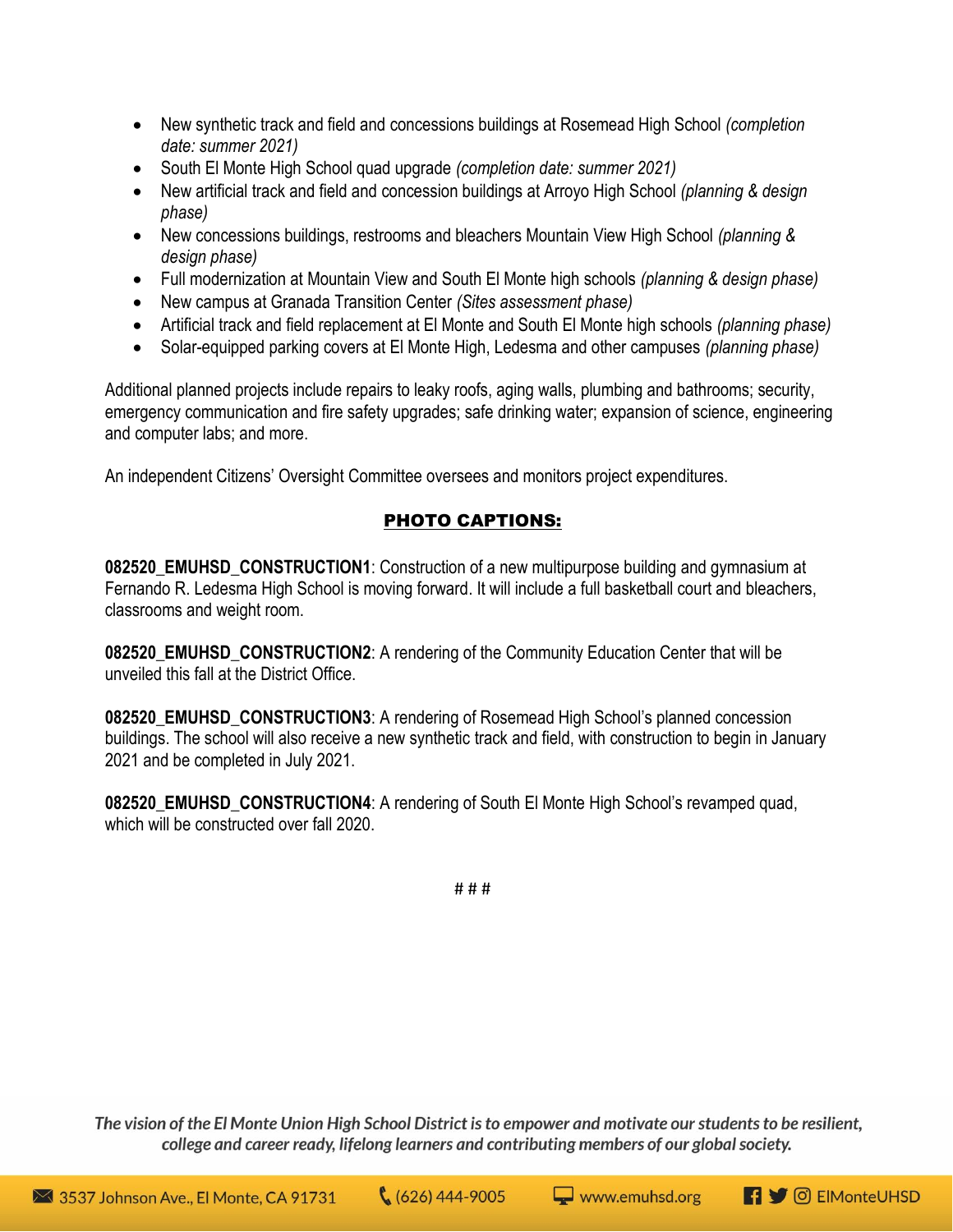- New synthetic track and field and concessions buildings at Rosemead High School *(completion date: summer 2021)*
- South El Monte High School quad upgrade *(completion date: summer 2021)*
- New artificial track and field and concession buildings at Arroyo High School *(planning & design phase)*
- New concessions buildings, restrooms and bleachers Mountain View High School *(planning & design phase)*
- Full modernization at Mountain View and South El Monte high schools *(planning & design phase)*
- New campus at Granada Transition Center *(Sites assessment phase)*
- Artificial track and field replacement at El Monte and South El Monte high schools *(planning phase)*
- Solar-equipped parking covers at El Monte High, Ledesma and other campuses *(planning phase)*

Additional planned projects include repairs to leaky roofs, aging walls, plumbing and bathrooms; security, emergency communication and fire safety upgrades; safe drinking water; expansion of science, engineering and computer labs; and more.

An independent Citizens' Oversight Committee oversees and monitors project expenditures.

## PHOTO CAPTIONS:

**082520_EMUHSD_CONSTRUCTION1**: Construction of a new multipurpose building and gymnasium at Fernando R. Ledesma High School is moving forward. It will include a full basketball court and bleachers, classrooms and weight room.

**082520_EMUHSD_CONSTRUCTION2**: A rendering of the Community Education Center that will be unveiled this fall at the District Office.

**082520_EMUHSD_CONSTRUCTION3**: A rendering of Rosemead High School's planned concession buildings. The school will also receive a new synthetic track and field, with construction to begin in January 2021 and be completed in July 2021.

**082520_EMUHSD_CONSTRUCTION4**: A rendering of South El Monte High School's revamped quad, which will be constructed over fall 2020.

# # #

*The vision of the El Monte Union High School District is to empower and motivate our students to be resilient, college and career ready, lifelong learners and contributing members of our global society.*

3537 Johnson Ave., El Monte, CA 91731 (626) 444-9005 www.emuhsd.org ElMonteUHSD